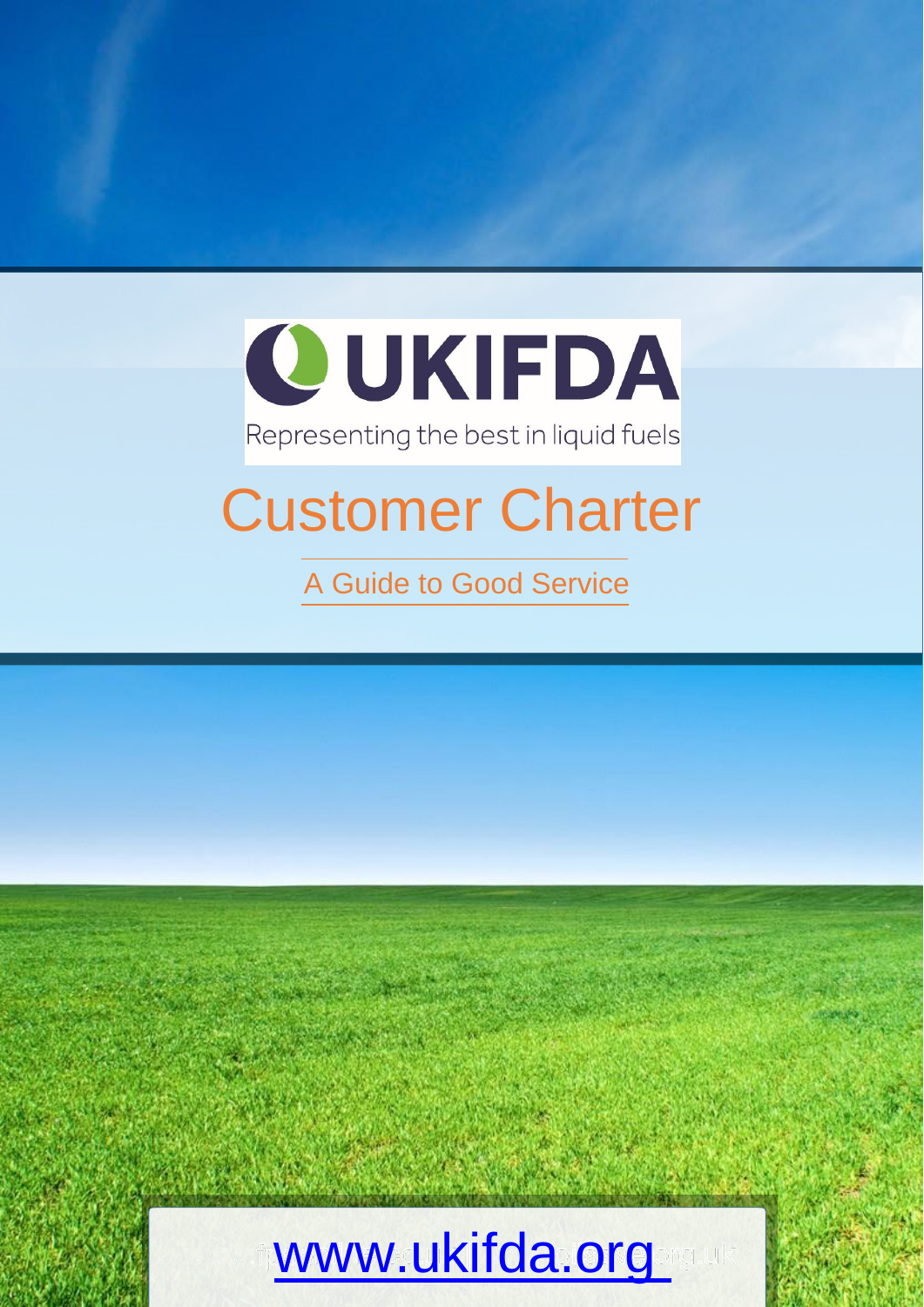UKIFDA

Representing the best in liquid fuels

# Customer Charter

## A Guide to Good Service

www.ukifda.org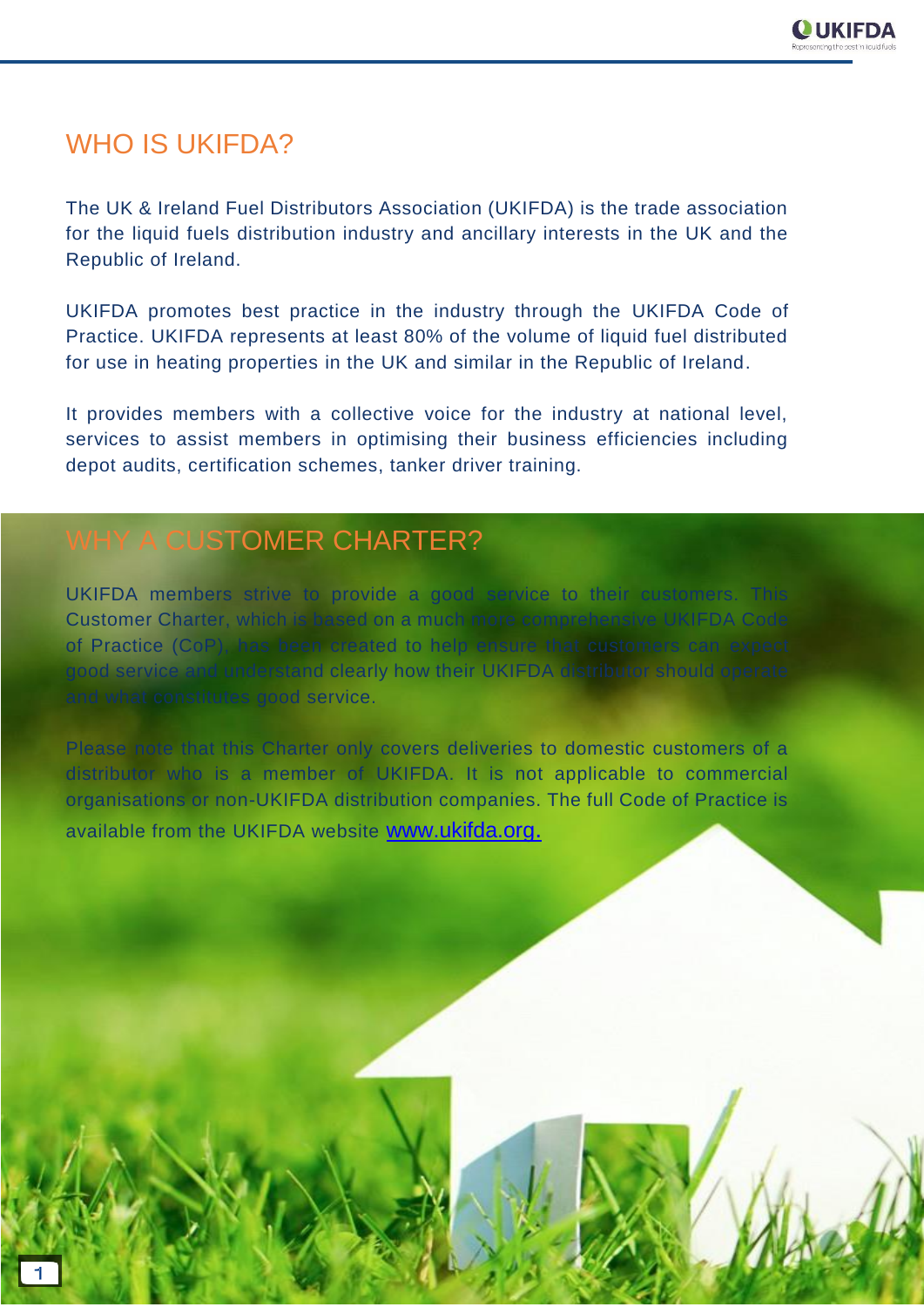## WHO IS UKIFDA?

The UK & Ireland Fuel Distributors Association (UKIFDA) is the trade association for the liquid fuels distribution industry and ancillary interests in the UK and the Republic of Ireland.

UKIFDA promotes best practice in the industry through the UKIFDA Code of Practice. UKIFDA represents at least 80% of the volume of liquid fuel distributed for use in heating properties in the UK and similar in the Republic of Ireland.

It provides members with a collective voice for the industry at national level, services to assist members in optimising their business efficiencies including depot audits, certification schemes, tanker driver training.

## WHY A CUSTOMER CHARTER?

UKIFDA members strive to provide a good service to their customers. This Customer Charter, which is based on a much more comprehensive UKIFDA Code of Practice (CoP), has been created to help ensure that customers can expect good service and understand clearly how their UKIFDA distributor should operate and what constitutes good service.

Please note that this Charter only covers deliveries to domestic customers of a distributor who is a member of UKIFDA. It is not applicable to commercial organisations or non-UKIFDA distribution companies. The full Code of Practice is available from the UKIFDA website www.ukifda.org.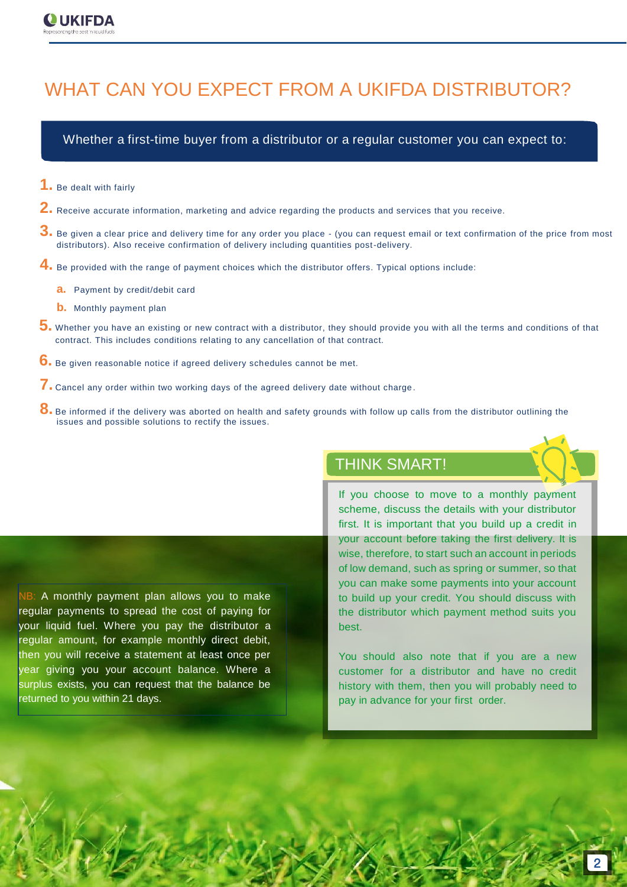# WHAT CAN YOU EXPECT FROM A UKIFDA DISTRIBUTOR?

Whether a first-time buyer from a distributor or a regular customer you can expect to:

1. Be dealt with fairly
2. Receive accurate information, marketing and advice regarding the products and services that you receive.
3. Be given a clear price and delivery time for any order you place - (you can request email or text confirmation of the price from most distributors). Also receive confirmation of delivery including quantities post-delivery.
4. Be provided with the range of payment choices which the distributor offers. Typical options include:
   a. Payment by credit/debit card
   b. Monthly payment plan
5. Whether you have an existing or new contract with a distributor, they should provide you with all the terms and conditions of that contract. This includes conditions relating to any cancellation of that contract.
6. Be given reasonable notice if agreed delivery schedules cannot be met.
7. Cancel any order within two working days of the agreed delivery date without charge.
8. Be informed if the delivery was aborted on health and safety grounds with follow up calls from the distributor outlining the issues and possible solutions to rectify the issues.

NB: A monthly payment plan allows you to make regular payments to spread the cost of paying for your liquid fuel. Where you pay the distributor a regular amount, for example monthly direct debit, then you will receive a statement at least once per year giving you your account balance. Where a surplus exists, you can request that the balance be returned to you within 21 days.

## THINK SMART!

If you choose to move to a monthly payment scheme, discuss the details with your distributor first. It is important that you build up a credit in your account before taking the first delivery. It is wise, therefore, to start such an account in periods of low demand, such as spring or summer, so that you can make some payments into your account to build up your credit. You should discuss with the distributor which payment method suits you best.

You should also note that if you are a new customer for a distributor and have no credit history with them, then you will probably need to pay in advance for your first order.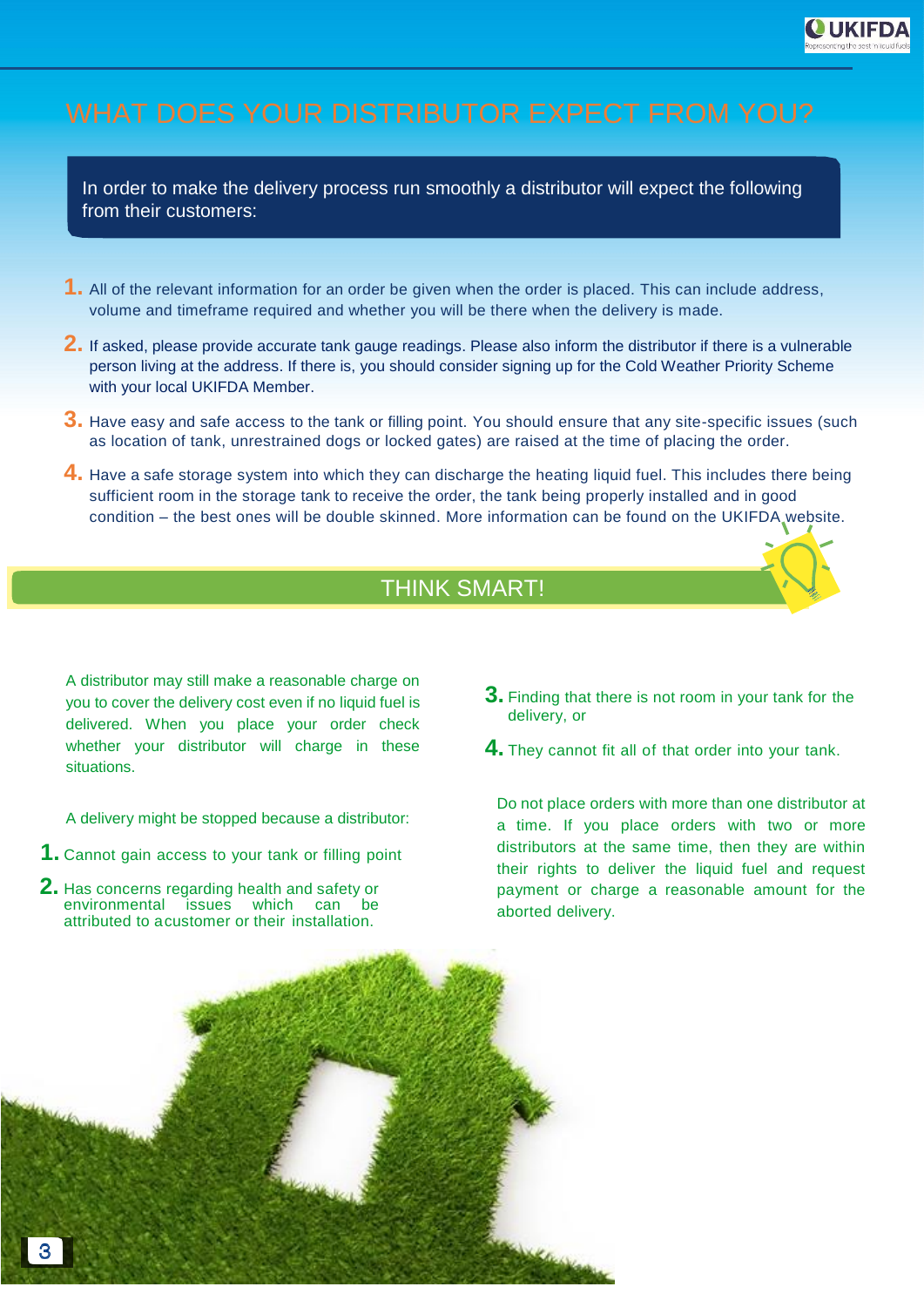# WHAT DOES YOUR DISTRIBUTOR EXPECT FROM YOU?

In order to make the delivery process run smoothly a distributor will expect the following from their customers:

1. All of the relevant information for an order be given when the order is placed. This can include address, volume and timeframe required and whether you will be there when the delivery is made.
2. If asked, please provide accurate tank gauge readings. Please also inform the distributor if there is a vulnerable person living at the address. If there is, you should consider signing up for the Cold Weather Priority Scheme with your local UKIFDA Member.
3. Have easy and safe access to the tank or filling point. You should ensure that any site-specific issues (such as location of tank, unrestrained dogs or locked gates) are raised at the time of placing the order.
4. Have a safe storage system into which they can discharge the heating liquid fuel. This includes there being sufficient room in the storage tank to receive the order, the tank being properly installed and in good condition – the best ones will be double skinned. More information can be found on the UKIFDA website.

## THINK SMART!

A distributor may still make a reasonable charge on you to cover the delivery cost even if no liquid fuel is delivered. When you place your order check whether your distributor will charge in these situations.

A delivery might be stopped because a distributor:

1. Cannot gain access to your tank or filling point
2. Has concerns regarding health and safety or environmental issues which can be attributed to a customer or their installation.
3. Finding that there is not room in your tank for the delivery, or
4. They cannot fit all of that order into your tank.

Do not place orders with more than one distributor at a time. If you place orders with two or more distributors at the same time, then they are within their rights to deliver the liquid fuel and request payment or charge a reasonable amount for the aborted delivery.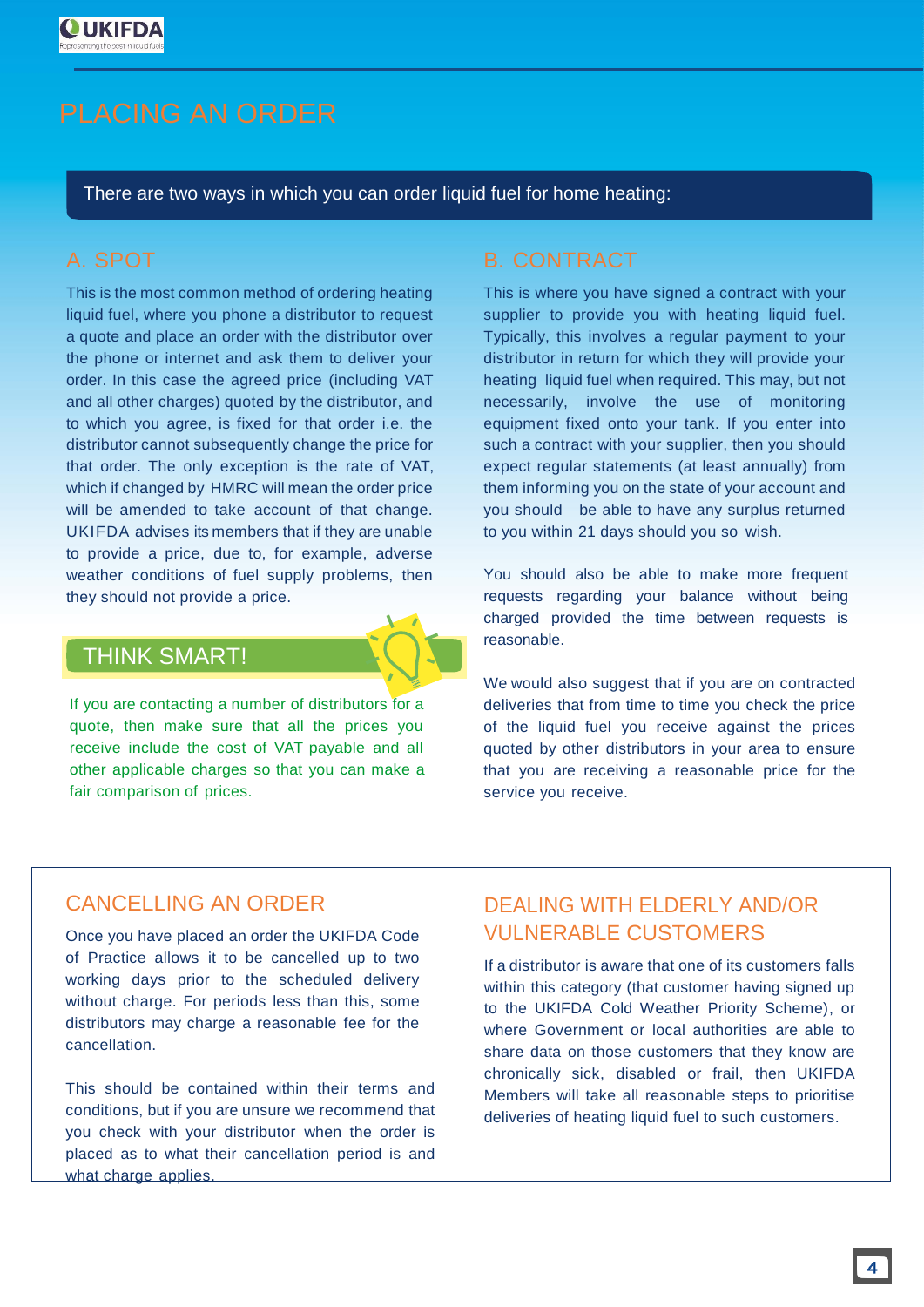# PLACING AN ORDER

There are two ways in which you can order liquid fuel for home heating:

## A. SPOT

This is the most common method of ordering heating liquid fuel, where you phone a distributor to request a quote and place an order with the distributor over the phone or internet and ask them to deliver your order. In this case the agreed price (including VAT and all other charges) quoted by the distributor, and to which you agree, is fixed for that order i.e. the distributor cannot subsequently change the price for that order. The only exception is the rate of VAT, which if changed by HMRC will mean the order price will be amended to take account of that change. UKIFDA advises its members that if they are unable to provide a price, due to, for example, adverse weather conditions of fuel supply problems, then they should not provide a price.

### THINK SMART!

If you are contacting a number of distributors for a quote, then make sure that all the prices you receive include the cost of VAT payable and all other applicable charges so that you can make a fair comparison of prices.

## B. CONTRACT

This is where you have signed a contract with your supplier to provide you with heating liquid fuel. Typically, this involves a regular payment to your distributor in return for which they will provide your heating liquid fuel when required. This may, but not necessarily, involve the use of monitoring equipment fixed onto your tank. If you enter into such a contract with your supplier, then you should expect regular statements (at least annually) from them informing you on the state of your account and you should be able to have any surplus returned to you within 21 days should you so wish.

You should also be able to make more frequent requests regarding your balance without being charged provided the time between requests is reasonable.

We would also suggest that if you are on contracted deliveries that from time to time you check the price of the liquid fuel you receive against the prices quoted by other distributors in your area to ensure that you are receiving a reasonable price for the service you receive.

## CANCELLING AN ORDER

Once you have placed an order the UKIFDA Code of Practice allows it to be cancelled up to two working days prior to the scheduled delivery without charge. For periods less than this, some distributors may charge a reasonable fee for the cancellation.

This should be contained within their terms and conditions, but if you are unsure we recommend that you check with your distributor when the order is placed as to what their cancellation period is and what charge applies.

## DEALING WITH ELDERLY AND/OR VULNERABLE CUSTOMERS

If a distributor is aware that one of its customers falls within this category (that customer having signed up to the UKIFDA Cold Weather Priority Scheme), or where Government or local authorities are able to share data on those customers that they know are chronically sick, disabled or frail, then UKIFDA Members will take all reasonable steps to prioritise deliveries of heating liquid fuel to such customers.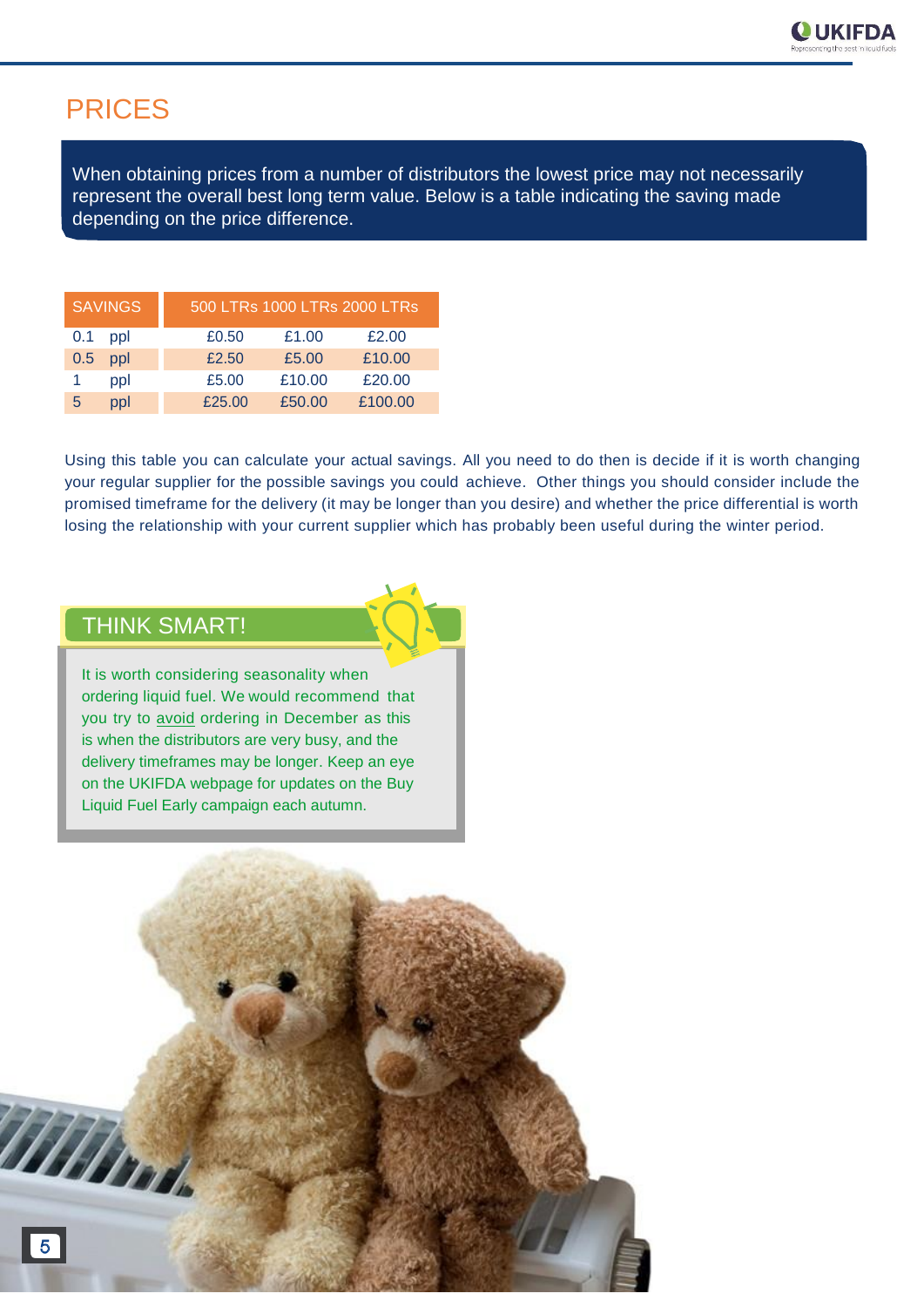# PRICES

When obtaining prices from a number of distributors the lowest price may not necessarily represent the overall best long term value. Below is a table indicating the saving made depending on the price difference.

| SAVINGS | | 500 LTRs | 1000 LTRs | 2000 LTRs |
|---|---|---|---|---|
| 0.1 | ppl | £0.50 | £1.00 | £2.00 |
| 0.5 | ppl | £2.50 | £5.00 | £10.00 |
| 1 | ppl | £5.00 | £10.00 | £20.00 |
| 5 | ppl | £25.00 | £50.00 | £100.00 |

Using this table you can calculate your actual savings. All you need to do then is decide if it is worth changing your regular supplier for the possible savings you could achieve. Other things you should consider include the promised timeframe for the delivery (it may be longer than you desire) and whether the price differential is worth losing the relationship with your current supplier which has probably been useful during the winter period.

## THINK SMART!

It is worth considering seasonality when ordering liquid fuel. We would recommend that you try to avoid ordering in December as this is when the distributors are very busy, and the delivery timeframes may be longer. Keep an eye on the UKIFDA webpage for updates on the Buy Liquid Fuel Early campaign each autumn.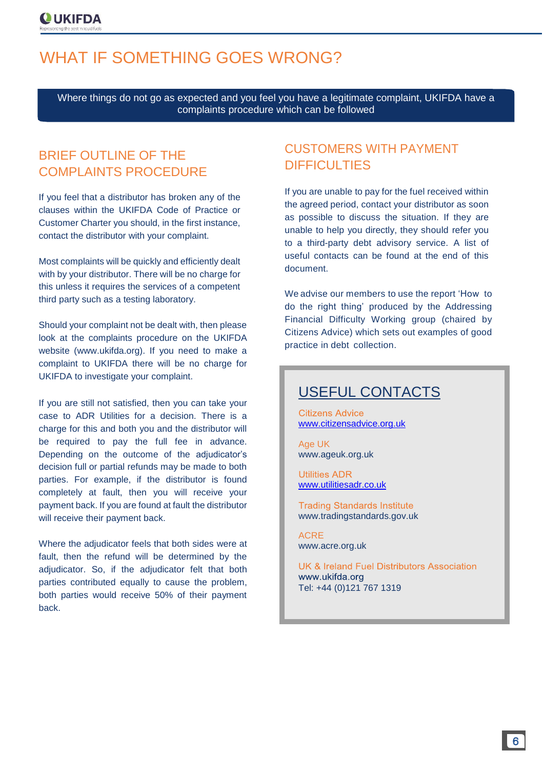# WHAT IF SOMETHING GOES WRONG?

Where things do not go as expected and you feel you have a legitimate complaint, UKIFDA have a complaints procedure which can be followed

## BRIEF OUTLINE OF THE COMPLAINTS PROCEDURE

If you feel that a distributor has broken any of the clauses within the UKIFDA Code of Practice or Customer Charter you should, in the first instance, contact the distributor with your complaint.

Most complaints will be quickly and efficiently dealt with by your distributor. There will be no charge for this unless it requires the services of a competent third party such as a testing laboratory.

Should your complaint not be dealt with, then please look at the complaints procedure on the UKIFDA website (www.ukifda.org). If you need to make a complaint to UKIFDA there will be no charge for UKIFDA to investigate your complaint.

If you are still not satisfied, then you can take your case to ADR Utilities for a decision. There is a charge for this and both you and the distributor will be required to pay the full fee in advance. Depending on the outcome of the adjudicator's decision full or partial refunds may be made to both parties. For example, if the distributor is found completely at fault, then you will receive your payment back. If you are found at fault the distributor will receive their payment back.

Where the adjudicator feels that both sides were at fault, then the refund will be determined by the adjudicator. So, if the adjudicator felt that both parties contributed equally to cause the problem, both parties would receive 50% of their payment back.

## CUSTOMERS WITH PAYMENT DIFFICULTIES

If you are unable to pay for the fuel received within the agreed period, contact your distributor as soon as possible to discuss the situation. If they are unable to help you directly, they should refer you to a third-party debt advisory service. A list of useful contacts can be found at the end of this document.

We advise our members to use the report 'How to do the right thing' produced by the Addressing Financial Difficulty Working group (chaired by Citizens Advice) which sets out examples of good practice in debt collection.

## USEFUL CONTACTS

Citizens Advice
www.citizensadvice.org.uk

Age UK
www.ageuk.org.uk

Utilities ADR
www.utilitiesadr.co.uk

Trading Standards Institute
www.tradingstandards.gov.uk

ACRE
www.acre.org.uk

UK & Ireland Fuel Distributors Association
www.ukifda.org
Tel: +44 (0)121 767 1319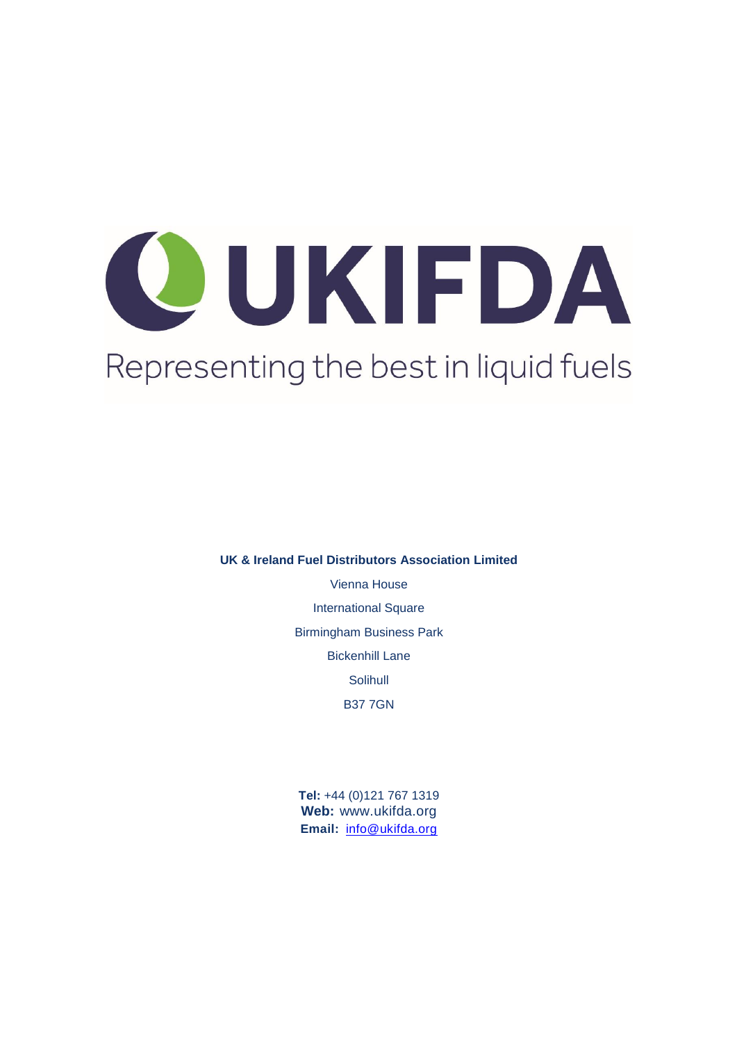UKIFDA

Representing the best in liquid fuels

**UK & Ireland Fuel Distributors Association Limited**

Vienna House

International Square

Birmingham Business Park

Bickenhill Lane

Solihull

B37 7GN

**Tel:** +44 (0)121 767 1319
**Web:** www.ukifda.org
**Email:** info@ukifda.org